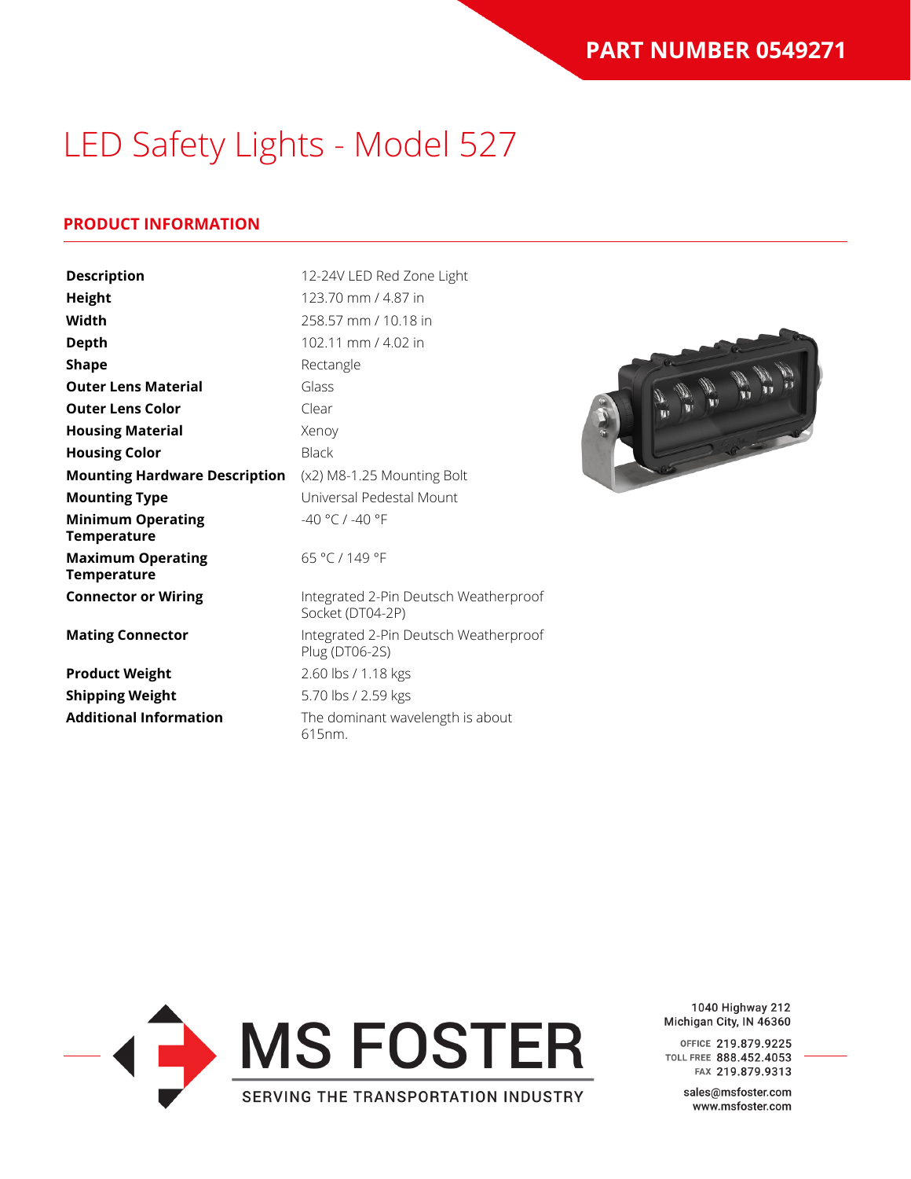**PART NUMBER 0549271**

# LED Safety Lights - Model 527

## PRODUCT INFORMATION

| | |
|---|---|
| **Description** | 12-24V LED Red Zone Light |
| **Height** | 123.70 mm / 4.87 in |
| **Width** | 258.57 mm / 10.18 in |
| **Depth** | 102.11 mm / 4.02 in |
| **Shape** | Rectangle |
| **Outer Lens Material** | Glass |
| **Outer Lens Color** | Clear |
| **Housing Material** | Xenoy |
| **Housing Color** | Black |
| **Mounting Hardware Description** | (x2) M8-1.25 Mounting Bolt |
| **Mounting Type** | Universal Pedestal Mount |
| **Minimum Operating Temperature** | -40 °C / -40 °F |
| **Maximum Operating Temperature** | 65 °C / 149 °F |
| **Connector or Wiring** | Integrated 2-Pin Deutsch Weatherproof Socket (DT04-2P) |
| **Mating Connector** | Integrated 2-Pin Deutsch Weatherproof Plug (DT06-2S) |
| **Product Weight** | 2.60 lbs / 1.18 kgs |
| **Shipping Weight** | 5.70 lbs / 2.59 kgs |
| **Additional Information** | The dominant wavelength is about 615nm. |

MS FOSTER
SERVING THE TRANSPORTATION INDUSTRY

1040 Highway 212
Michigan City, IN 46360

OFFICE 219.879.9225
TOLL FREE 888.452.4053
FAX 219.879.9313

sales@msfoster.com
www.msfoster.com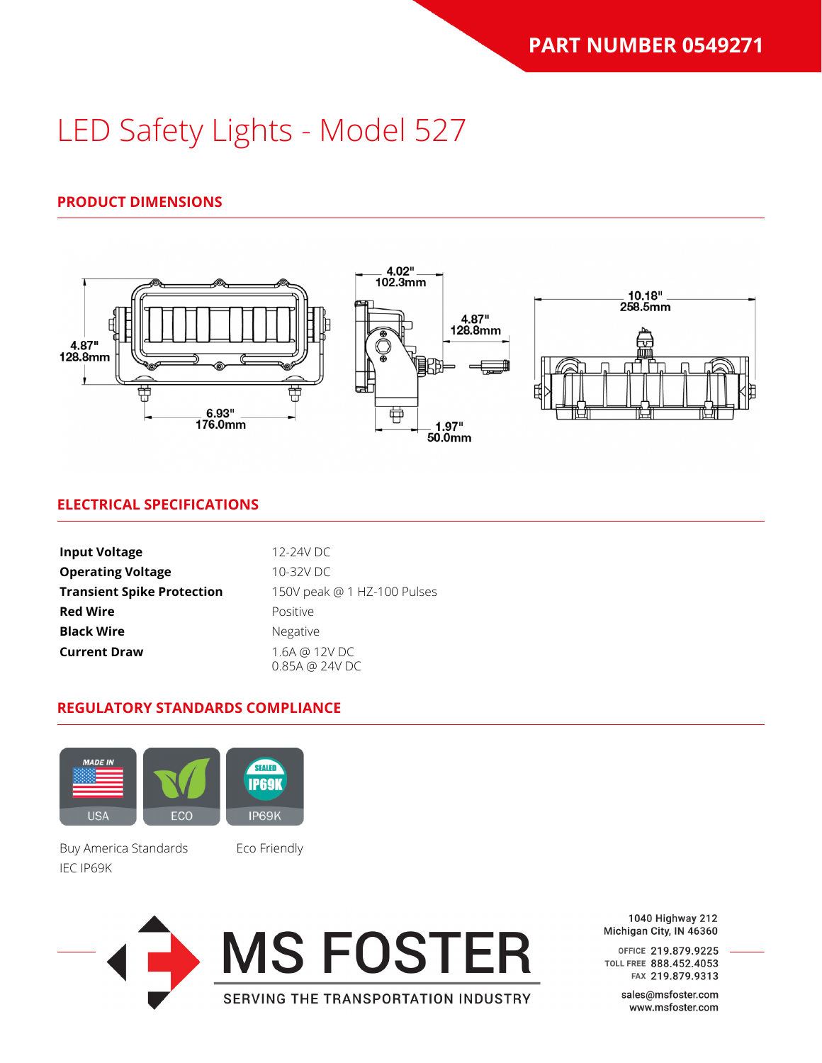**PART NUMBER 0549271**

# LED Safety Lights - Model 527

## PRODUCT DIMENSIONS

4.87"
128.8mm

6.93"
176.0mm

4.02"
102.3mm

4.87"
128.8mm

1.97"
50.0mm

10.18"
258.5mm

## ELECTRICAL SPECIFICATIONS

| | |
|---|---|
| **Input Voltage** | 12-24V DC |
| **Operating Voltage** | 10-32V DC |
| **Transient Spike Protection** | 150V peak @ 1 HZ-100 Pulses |
| **Red Wire** | Positive |
| **Black Wire** | Negative |
| **Current Draw** | 1.6A @ 12V DC<br>0.85A @ 24V DC |

## REGULATORY STANDARDS COMPLIANCE

MADE IN USA | ECO | SEALED IP69K

Buy America Standards

Eco Friendly

IEC IP69K

MS FOSTER
SERVING THE TRANSPORTATION INDUSTRY

1040 Highway 212
Michigan City, IN 46360

OFFICE 219.879.9225
TOLL FREE 888.452.4053
FAX 219.879.9313

sales@msfoster.com
www.msfoster.com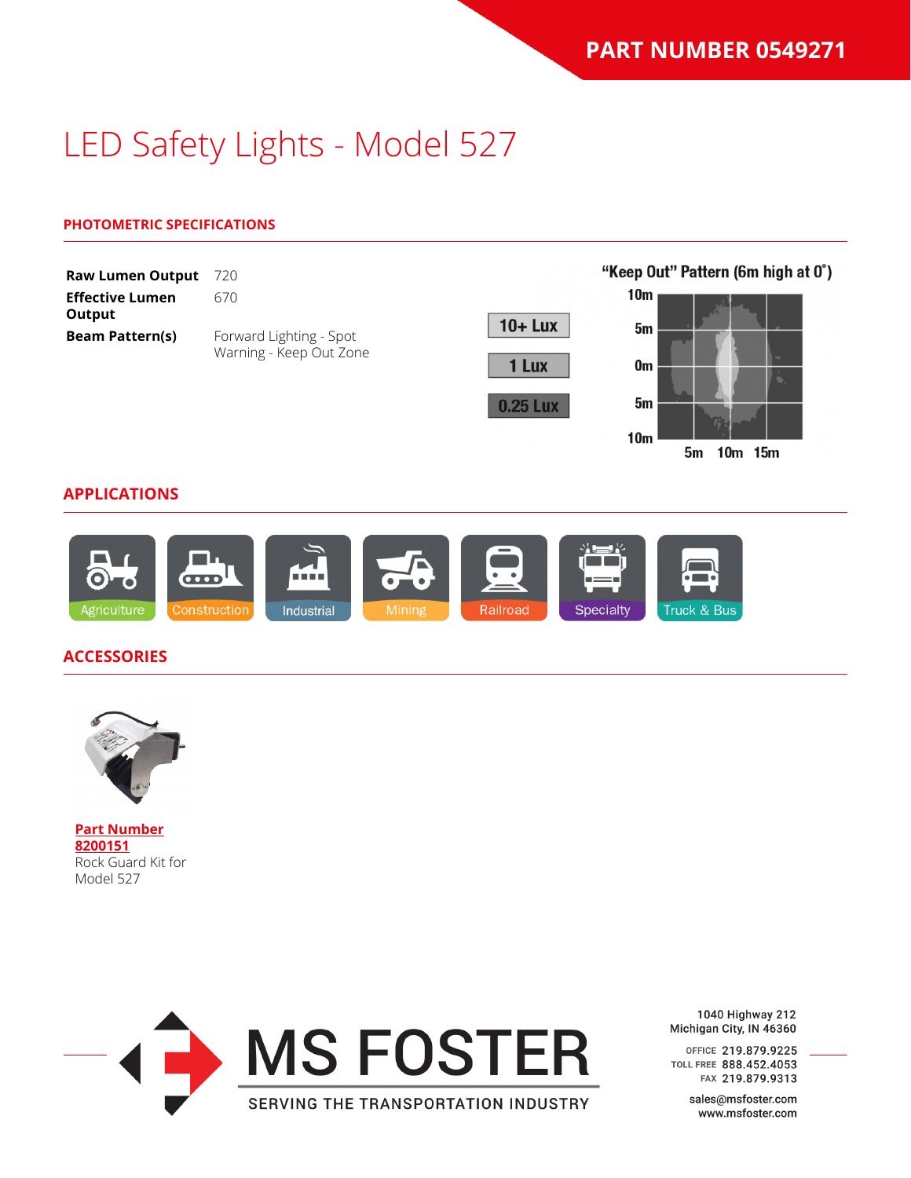PART NUMBER 0549271

# LED Safety Lights - Model 527

## PHOTOMETRIC SPECIFICATIONS

| | |
|---|---|
| **Raw Lumen Output** | 720 |
| **Effective Lumen Output** | 670 |
| **Beam Pattern(s)** | Forward Lighting - Spot<br>Warning - Keep Out Zone |

"Keep Out" Pattern (6m high at 0˚)

10+ Lux
1 Lux
0.25 Lux

10m
5m
0m
5m
10m
5m 10m 15m

## APPLICATIONS

Agriculture | Construction | Industrial | Mining | Railroad | Specialty | Truck & Bus

## ACCESSORIES

**Part Number 8200151**
Rock Guard Kit for Model 527

MS FOSTER
SERVING THE TRANSPORTATION INDUSTRY

1040 Highway 212
Michigan City, IN 46360

OFFICE 219.879.9225
TOLL FREE 888.452.4053
FAX 219.879.9313

sales@msfoster.com
www.msfoster.com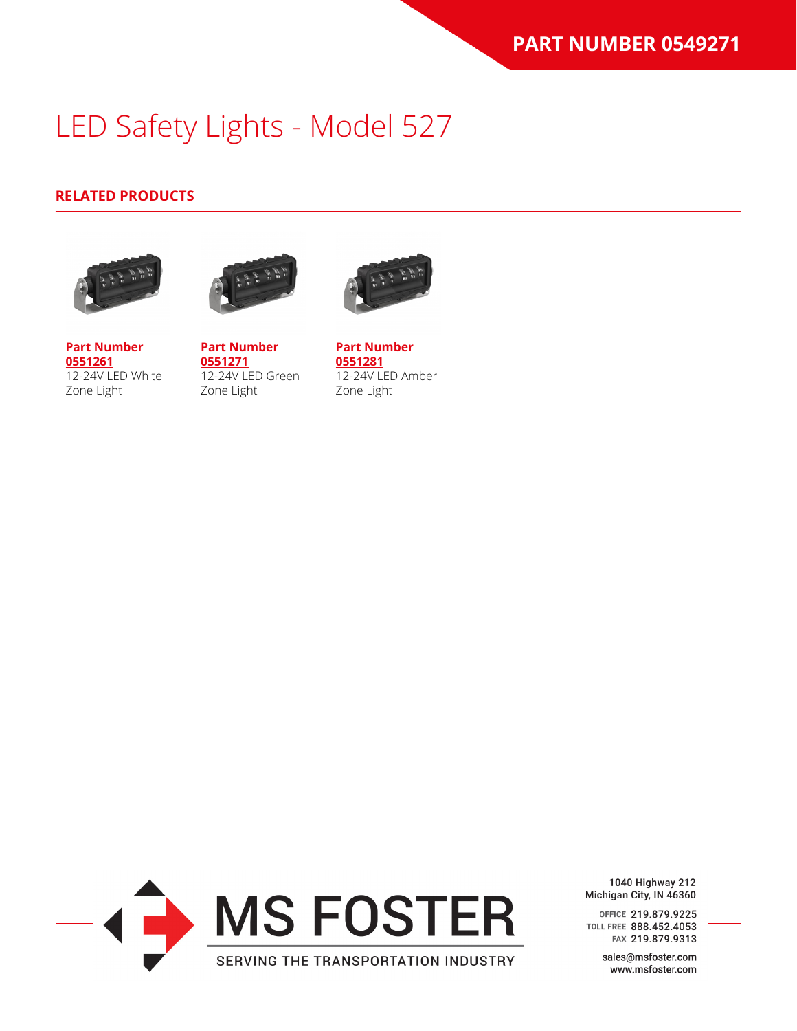# LED Safety Lights - Model 527

## RELATED PRODUCTS

**Part Number 0551261**
12-24V LED White Zone Light

**Part Number 0551271**
12-24V LED Green Zone Light

**Part Number 0551281**
12-24V LED Amber Zone Light